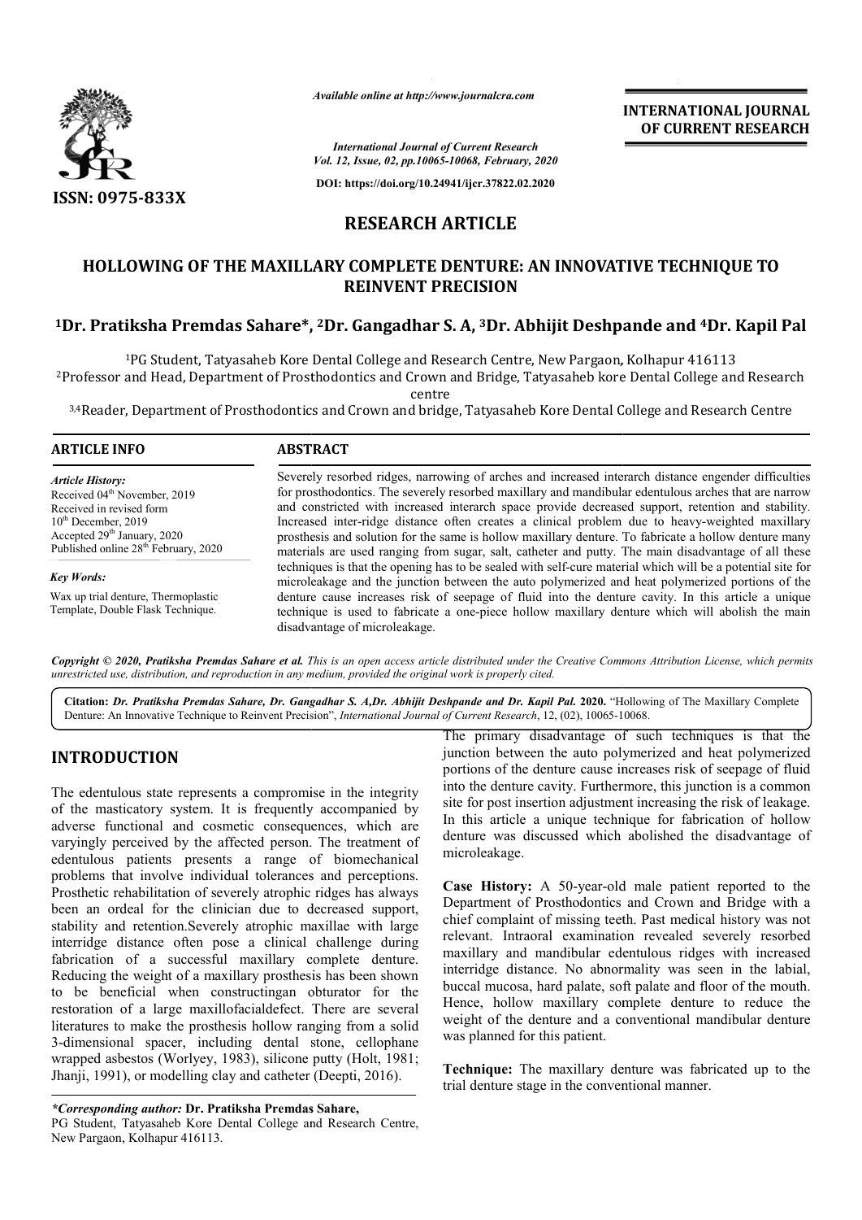ISSN: 0975-833X

*Available online at http://www.journalcra.com*

*International Journal of Current Research*
*Vol. 12, Issue, 02, pp.10065-10068, February, 2020*

**DOI: https://doi.org/10.24941/ijcr.37822.02.2020**

**INTERNATIONAL JOURNAL OF CURRENT RESEARCH**

# RESEARCH ARTICLE

# HOLLOWING OF THE MAXILLARY COMPLETE DENTURE: AN INNOVATIVE TECHNIQUE TO REINVENT PRECISION

**[1]Dr. Pratiksha Premdas Sahare\*, [2]Dr. Gangadhar S. A, [3]Dr. Abhijit Deshpande and [4]Dr. Kapil Pal**

[1]PG Student, Tatyasaheb Kore Dental College and Research Centre, New Pargaon, Kolhapur 416113

[2]Professor and Head, Department of Prosthodontics and Crown and Bridge, Tatyasaheb kore Dental College and Research centre

[3,4]Reader, Department of Prosthodontics and Crown and bridge, Tatyasaheb Kore Dental College and Research Centre

## ARTICLE INFO

*Article History:*
Received 04th November, 2019
Received in revised form
10th December, 2019
Accepted 29th January, 2020
Published online 28th February, 2020

*Key Words:*
Wax up trial denture, Thermoplastic Template, Double Flask Technique.

## ABSTRACT

Severely resorbed ridges, narrowing of arches and increased interarch distance engender difficulties for prosthodontics. The severely resorbed maxillary and mandibular edentulous arches that are narrow and constricted with increased interarch space provide decreased support, retention and stability. Increased inter-ridge distance often creates a clinical problem due to heavy-weighted maxillary prosthesis and solution for the same is hollow maxillary denture. To fabricate a hollow denture many materials are used ranging from sugar, salt, catheter and putty. The main disadvantage of all these techniques is that the opening has to be sealed with self-cure material which will be a potential site for microleakage and the junction between the auto polymerized and heat polymerized portions of the denture cause increases risk of seepage of fluid into the denture cavity. In this article a unique technique is used to fabricate a one-piece hollow maxillary denture which will abolish the main disadvantage of microleakage.

*Copyright © 2020, Pratiksha Premdas Sahare et al. This is an open access article distributed under the Creative Commons Attribution License, which permits unrestricted use, distribution, and reproduction in any medium, provided the original work is properly cited.*

**Citation:** *Dr. Pratiksha Premdas Sahare, Dr. Gangadhar S. A,Dr. Abhijit Deshpande and Dr. Kapil Pal.* **2020.** "Hollowing of The Maxillary Complete Denture: An Innovative Technique to Reinvent Precision", *International Journal of Current Research*, 12, (02), 10065-10068.

## INTRODUCTION

The edentulous state represents a compromise in the integrity of the masticatory system. It is frequently accompanied by adverse functional and cosmetic consequences, which are varyingly perceived by the affected person. The treatment of edentulous patients presents a range of biomechanical problems that involve individual tolerances and perceptions. Prosthetic rehabilitation of severely atrophic ridges has always been an ordeal for the clinician due to decreased support, stability and retention.Severely atrophic maxillae with large interridge distance often pose a clinical challenge during fabrication of a successful maxillary complete denture. Reducing the weight of a maxillary prosthesis has been shown to be beneficial when constructingan obturator for the restoration of a large maxillofacialdefect. There are several literatures to make the prosthesis hollow ranging from a solid 3-dimensional spacer, including dental stone, cellophane wrapped asbestos (Worlyey, 1983), silicone putty (Holt, 1981; Jhanji, 1991), or modelling clay and catheter (Deepti, 2016).

The primary disadvantage of such techniques is that the junction between the auto polymerized and heat polymerized portions of the denture cause increases risk of seepage of fluid into the denture cavity. Furthermore, this junction is a common site for post insertion adjustment increasing the risk of leakage. In this article a unique technique for fabrication of hollow denture was discussed which abolished the disadvantage of microleakage.

**Case History:** A 50-year-old male patient reported to the Department of Prosthodontics and Crown and Bridge with a chief complaint of missing teeth. Past medical history was not relevant. Intraoral examination revealed severely resorbed maxillary and mandibular edentulous ridges with increased interridge distance. No abnormality was seen in the labial, buccal mucosa, hard palate, soft palate and floor of the mouth. Hence, hollow maxillary complete denture to reduce the weight of the denture and a conventional mandibular denture was planned for this patient.

**Technique:** The maxillary denture was fabricated up to the trial denture stage in the conventional manner.

*\*Corresponding author:* **Dr. Pratiksha Premdas Sahare,**
PG Student, Tatyasaheb Kore Dental College and Research Centre, New Pargaon, Kolhapur 416113.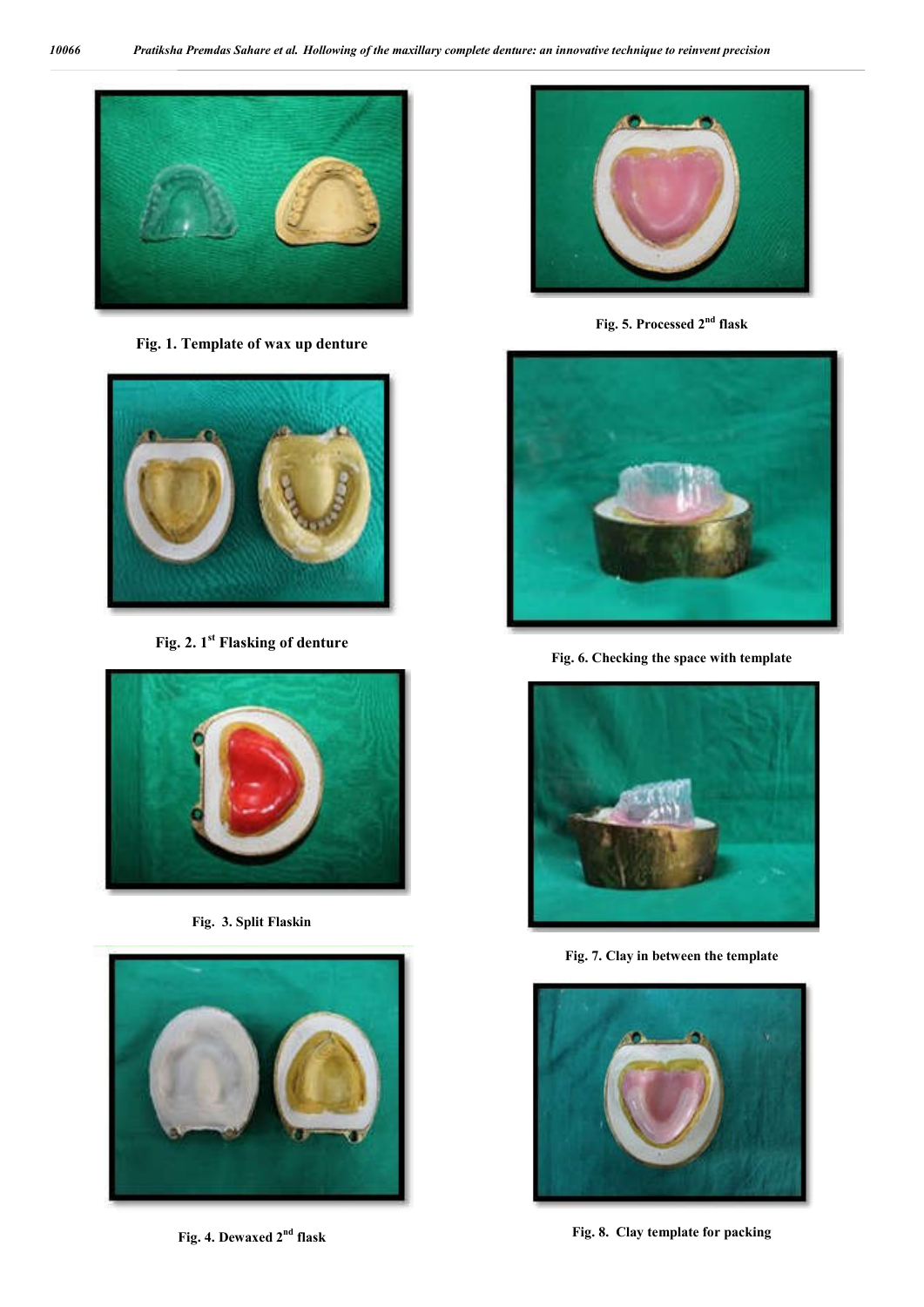Fig. 1. Template of wax up denture

Fig. 2. 1st Flasking of denture

Fig. 3. Split Flaskin

Fig. 4. Dewaxed 2nd flask

Fig. 5. Processed 2nd flask

Fig. 6. Checking the space with template

Fig. 7. Clay in between the template

Fig. 8. Clay template for packing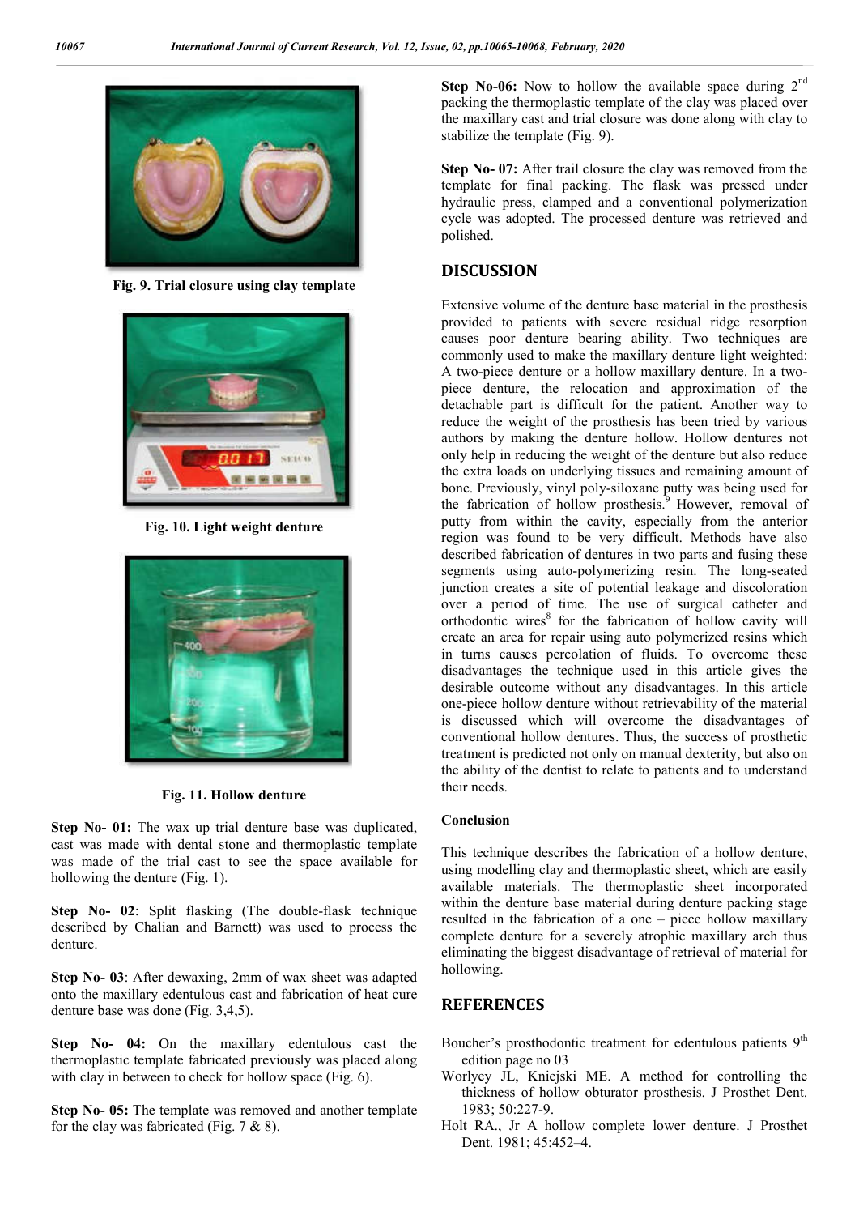Fig. 9. Trial closure using clay template

Fig. 10. Light weight denture

Fig. 11. Hollow denture

**Step No- 01:** The wax up trial denture base was duplicated, cast was made with dental stone and thermoplastic template was made of the trial cast to see the space available for hollowing the denture (Fig. 1).

**Step No- 02**: Split flasking (The double-flask technique described by Chalian and Barnett) was used to process the denture.

**Step No- 03**: After dewaxing, 2mm of wax sheet was adapted onto the maxillary edentulous cast and fabrication of heat cure denture base was done (Fig. 3,4,5).

**Step No- 04:** On the maxillary edentulous cast the thermoplastic template fabricated previously was placed along with clay in between to check for hollow space (Fig. 6).

**Step No- 05:** The template was removed and another template for the clay was fabricated (Fig. 7 & 8).

**Step No-06:** Now to hollow the available space during 2[nd] packing the thermoplastic template of the clay was placed over the maxillary cast and trial closure was done along with clay to stabilize the template (Fig. 9).

**Step No- 07:** After trail closure the clay was removed from the template for final packing. The flask was pressed under hydraulic press, clamped and a conventional polymerization cycle was adopted. The processed denture was retrieved and polished.

## DISCUSSION

Extensive volume of the denture base material in the prosthesis provided to patients with severe residual ridge resorption causes poor denture bearing ability. Two techniques are commonly used to make the maxillary denture light weighted: A two-piece denture or a hollow maxillary denture. In a two-piece denture, the relocation and approximation of the detachable part is difficult for the patient. Another way to reduce the weight of the prosthesis has been tried by various authors by making the denture hollow. Hollow dentures not only help in reducing the weight of the denture but also reduce the extra loads on underlying tissues and remaining amount of bone. Previously, vinyl poly-siloxane putty was being used for the fabrication of hollow prosthesis.[9] However, removal of putty from within the cavity, especially from the anterior region was found to be very difficult. Methods have also described fabrication of dentures in two parts and fusing these segments using auto-polymerizing resin. The long-seated junction creates a site of potential leakage and discoloration over a period of time. The use of surgical catheter and orthodontic wires[8] for the fabrication of hollow cavity will create an area for repair using auto polymerized resins which in turns causes percolation of fluids. To overcome these disadvantages the technique used in this article gives the desirable outcome without any disadvantages. In this article one-piece hollow denture without retrievability of the material is discussed which will overcome the disadvantages of conventional hollow dentures. Thus, the success of prosthetic treatment is predicted not only on manual dexterity, but also on the ability of the dentist to relate to patients and to understand their needs.

### Conclusion

This technique describes the fabrication of a hollow denture, using modelling clay and thermoplastic sheet, which are easily available materials. The thermoplastic sheet incorporated within the denture base material during denture packing stage resulted in the fabrication of a one – piece hollow maxillary complete denture for a severely atrophic maxillary arch thus eliminating the biggest disadvantage of retrieval of material for hollowing.

## REFERENCES

Boucher's prosthodontic treatment for edentulous patients 9[th] edition page no 03

Worlyey JL, Kniejski ME. A method for controlling the thickness of hollow obturator prosthesis. J Prosthet Dent. 1983; 50:227-9.

Holt RA., Jr A hollow complete lower denture. J Prosthet Dent. 1981; 45:452–4.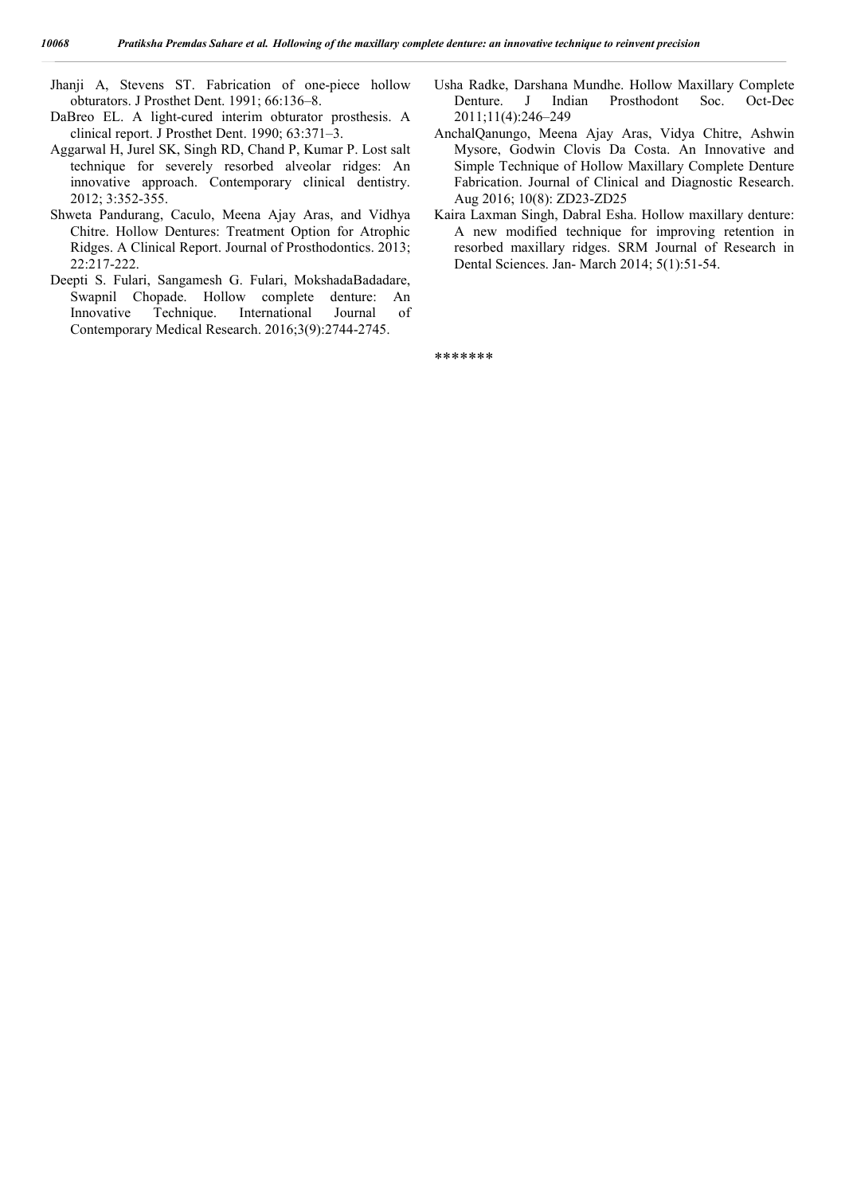Jhanji A, Stevens ST. Fabrication of one-piece hollow obturators. J Prosthet Dent. 1991; 66:136–8.

DaBreo EL. A light-cured interim obturator prosthesis. A clinical report. J Prosthet Dent. 1990; 63:371–3.

Aggarwal H, Jurel SK, Singh RD, Chand P, Kumar P. Lost salt technique for severely resorbed alveolar ridges: An innovative approach. Contemporary clinical dentistry. 2012; 3:352-355.

Shweta Pandurang, Caculo, Meena Ajay Aras, and Vidhya Chitre. Hollow Dentures: Treatment Option for Atrophic Ridges. A Clinical Report. Journal of Prosthodontics. 2013; 22:217-222.

Deepti S. Fulari, Sangamesh G. Fulari, MokshadaBadadare, Swapnil Chopade. Hollow complete denture: An Innovative Technique. International Journal of Contemporary Medical Research. 2016;3(9):2744-2745.

Usha Radke, Darshana Mundhe. Hollow Maxillary Complete Denture. J Indian Prosthodont Soc. Oct-Dec 2011;11(4):246–249

AnchalQanungo, Meena Ajay Aras, Vidya Chitre, Ashwin Mysore, Godwin Clovis Da Costa. An Innovative and Simple Technique of Hollow Maxillary Complete Denture Fabrication. Journal of Clinical and Diagnostic Research. Aug 2016; 10(8): ZD23-ZD25

Kaira Laxman Singh, Dabral Esha. Hollow maxillary denture: A new modified technique for improving retention in resorbed maxillary ridges. SRM Journal of Research in Dental Sciences. Jan- March 2014; 5(1):51-54.

*******